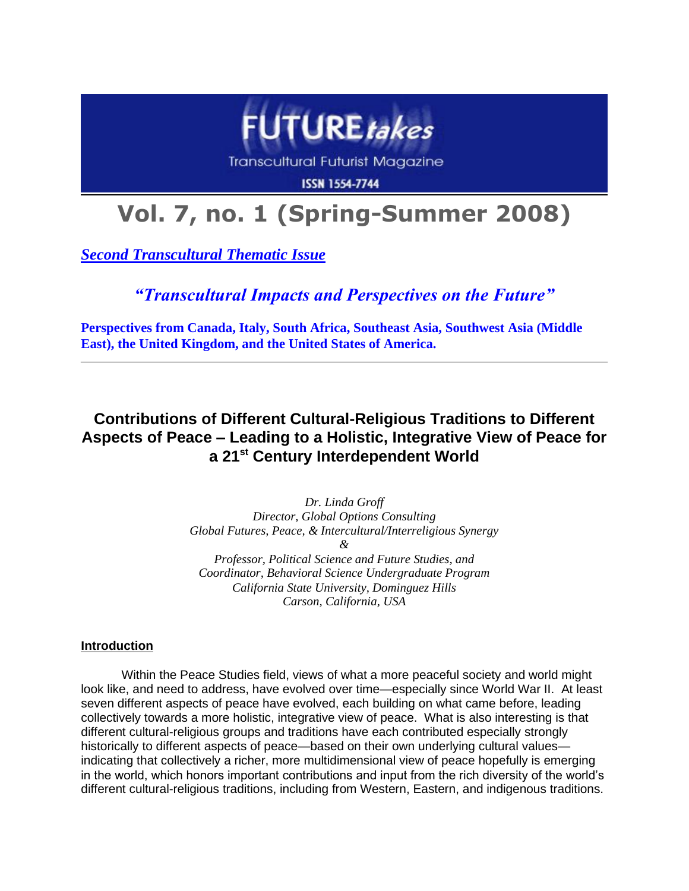# FUTURE*takes*

Transcultural Futurist Magazine

ISSN 1554-7744

# Vol. 7, no. 1 (Spring-Summer 2008)

***Second Transcultural Thematic Issue***

## *"Transcultural Impacts and Perspectives on the Future"*

**Perspectives from Canada, Italy, South Africa, Southeast Asia, Southwest Asia (Middle East), the United Kingdom, and the United States of America.**

---

## Contributions of Different Cultural-Religious Traditions to Different Aspects of Peace – Leading to a Holistic, Integrative View of Peace for a 21st Century Interdependent World

*Dr. Linda Groff*
*Director, Global Options Consulting*
*Global Futures, Peace, & Intercultural/Interreligious Synergy*
*&*
*Professor, Political Science and Future Studies, and*
*Coordinator, Behavioral Science Undergraduate Program*
*California State University, Dominguez Hills*
*Carson, California, USA*

### Introduction

Within the Peace Studies field, views of what a more peaceful society and world might look like, and need to address, have evolved over time—especially since World War II. At least seven different aspects of peace have evolved, each building on what came before, leading collectively towards a more holistic, integrative view of peace. What is also interesting is that different cultural-religious groups and traditions have each contributed especially strongly historically to different aspects of peace—based on their own underlying cultural values—indicating that collectively a richer, more multidimensional view of peace hopefully is emerging in the world, which honors important contributions and input from the rich diversity of the world's different cultural-religious traditions, including from Western, Eastern, and indigenous traditions.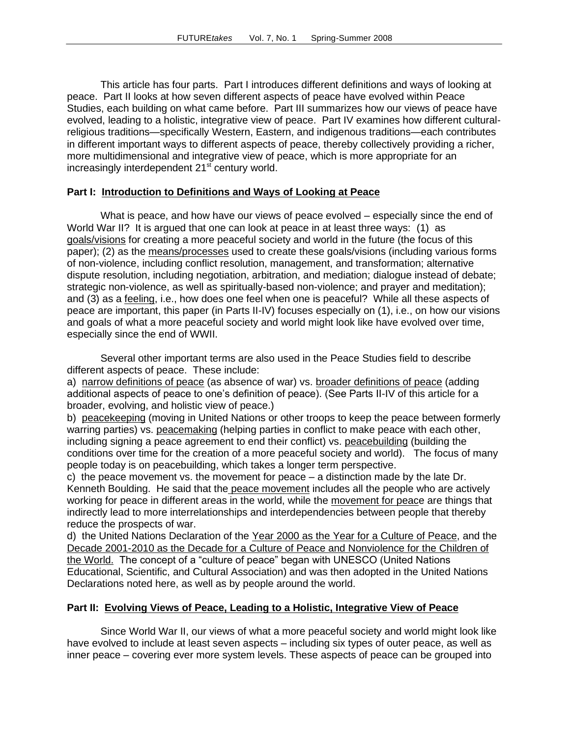This article has four parts. Part I introduces different definitions and ways of looking at peace. Part II looks at how seven different aspects of peace have evolved within Peace Studies, each building on what came before. Part III summarizes how our views of peace have evolved, leading to a holistic, integrative view of peace. Part IV examines how different cultural-religious traditions—specifically Western, Eastern, and indigenous traditions—each contributes in different important ways to different aspects of peace, thereby collectively providing a richer, more multidimensional and integrative view of peace, which is more appropriate for an increasingly interdependent 21st century world.

## Part I: Introduction to Definitions and Ways of Looking at Peace

What is peace, and how have our views of peace evolved – especially since the end of World War II? It is argued that one can look at peace in at least three ways: (1) as goals/visions for creating a more peaceful society and world in the future (the focus of this paper); (2) as the means/processes used to create these goals/visions (including various forms of non-violence, including conflict resolution, management, and transformation; alternative dispute resolution, including negotiation, arbitration, and mediation; dialogue instead of debate; strategic non-violence, as well as spiritually-based non-violence; and prayer and meditation); and (3) as a feeling, i.e., how does one feel when one is peaceful? While all these aspects of peace are important, this paper (in Parts II-IV) focuses especially on (1), i.e., on how our visions and goals of what a more peaceful society and world might look like have evolved over time, especially since the end of WWII.

Several other important terms are also used in the Peace Studies field to describe different aspects of peace. These include:

a) narrow definitions of peace (as absence of war) vs. broader definitions of peace (adding additional aspects of peace to one's definition of peace). (See Parts II-IV of this article for a broader, evolving, and holistic view of peace.)

b) peacekeeping (moving in United Nations or other troops to keep the peace between formerly warring parties) vs. peacemaking (helping parties in conflict to make peace with each other, including signing a peace agreement to end their conflict) vs. peacebuilding (building the conditions over time for the creation of a more peaceful society and world). The focus of many people today is on peacebuilding, which takes a longer term perspective.

c) the peace movement vs. the movement for peace – a distinction made by the late Dr. Kenneth Boulding. He said that the peace movement includes all the people who are actively working for peace in different areas in the world, while the movement for peace are things that indirectly lead to more interrelationships and interdependencies between people that thereby reduce the prospects of war.

d) the United Nations Declaration of the Year 2000 as the Year for a Culture of Peace, and the Decade 2001-2010 as the Decade for a Culture of Peace and Nonviolence for the Children of the World. The concept of a "culture of peace" began with UNESCO (United Nations Educational, Scientific, and Cultural Association) and was then adopted in the United Nations Declarations noted here, as well as by people around the world.

## Part II: Evolving Views of Peace, Leading to a Holistic, Integrative View of Peace

Since World War II, our views of what a more peaceful society and world might look like have evolved to include at least seven aspects – including six types of outer peace, as well as inner peace – covering ever more system levels. These aspects of peace can be grouped into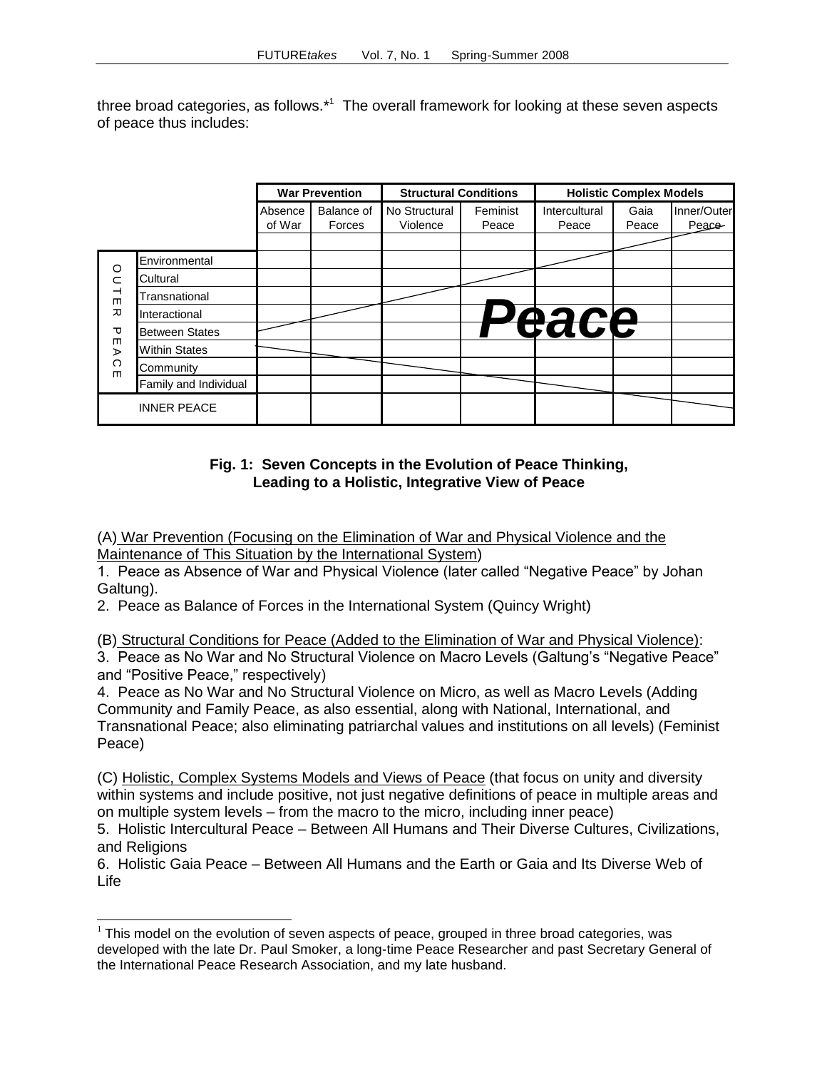three broad categories, as follows.*[1] The overall framework for looking at these seven aspects of peace thus includes:

| | | War Prevention | | Structural Conditions | | Holistic Complex Models | | |
|---|---|---|---|---|---|---|---|---|
| | | Absence of War | Balance of Forces | No Structural Violence | Feminist Peace | Intercultural Peace | Gaia Peace | Inner/Outer Peace |
| OUTER PEACE | Environmental | | | | | | | |
| | Cultural | | | | | | | |
| | Transnational | | | | | | | |
| | Interactional | | | | | | | |
| | Between States | | | | | | | |
| | Within States | | | | | | | |
| | Community | | | | | | | |
| | Family and Individual | | | | | | | |
| INNER PEACE | | | | | | | | |

*Peace*

**Fig. 1: Seven Concepts in the Evolution of Peace Thinking, Leading to a Holistic, Integrative View of Peace**

(A) War Prevention (Focusing on the Elimination of War and Physical Violence and the Maintenance of This Situation by the International System)

1. Peace as Absence of War and Physical Violence (later called "Negative Peace" by Johan Galtung).
2. Peace as Balance of Forces in the International System (Quincy Wright)

(B) Structural Conditions for Peace (Added to the Elimination of War and Physical Violence):

3. Peace as No War and No Structural Violence on Macro Levels (Galtung's "Negative Peace" and "Positive Peace," respectively)
4. Peace as No War and No Structural Violence on Micro, as well as Macro Levels (Adding Community and Family Peace, as also essential, along with National, International, and Transnational Peace; also eliminating patriarchal values and institutions on all levels) (Feminist Peace)

(C) Holistic, Complex Systems Models and Views of Peace (that focus on unity and diversity within systems and include positive, not just negative definitions of peace in multiple areas and on multiple system levels – from the macro to the micro, including inner peace)

5. Holistic Intercultural Peace – Between All Humans and Their Diverse Cultures, Civilizations, and Religions
6. Holistic Gaia Peace – Between All Humans and the Earth or Gaia and Its Diverse Web of Life

[1] This model on the evolution of seven aspects of peace, grouped in three broad categories, was developed with the late Dr. Paul Smoker, a long-time Peace Researcher and past Secretary General of the International Peace Research Association, and my late husband.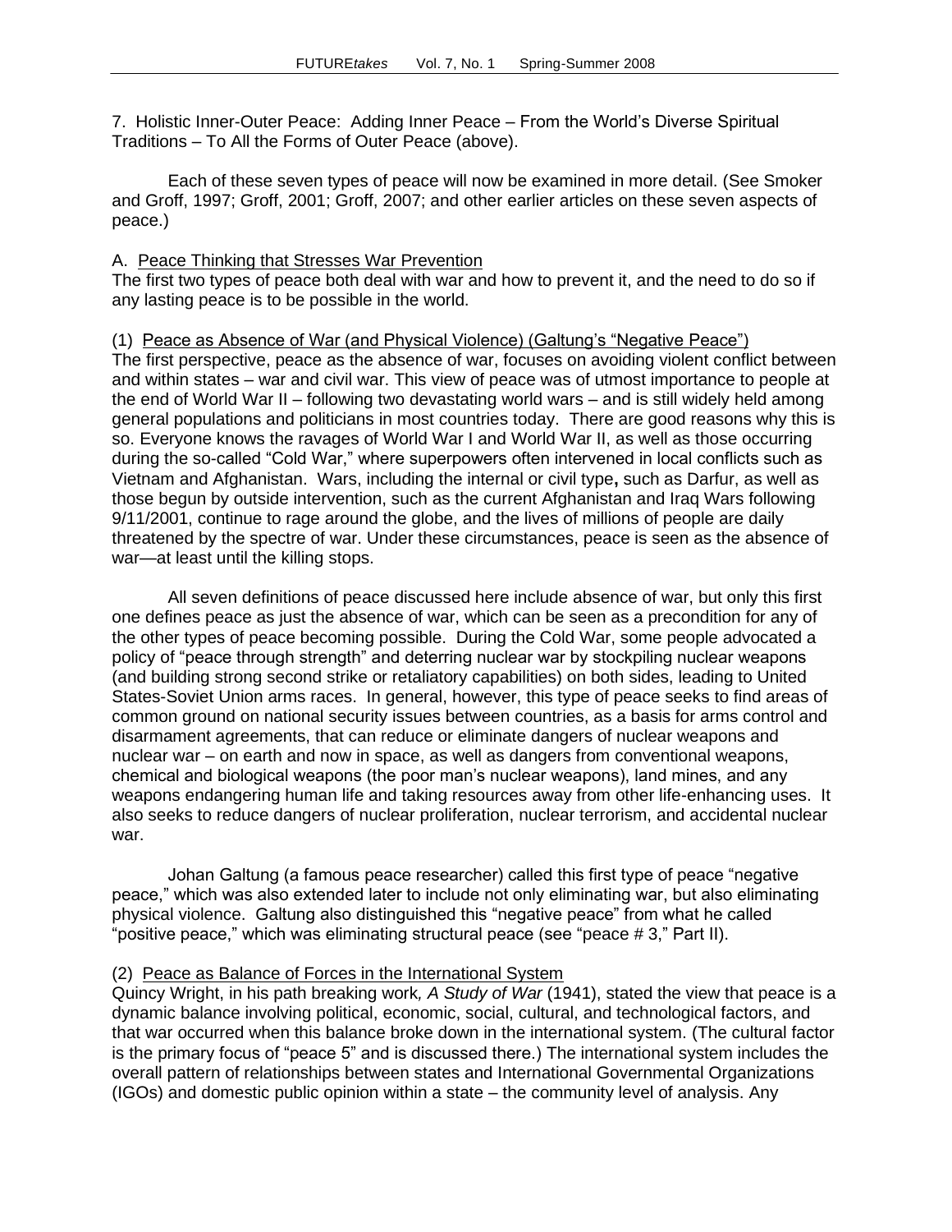7. Holistic Inner-Outer Peace: Adding Inner Peace – From the World's Diverse Spiritual Traditions – To All the Forms of Outer Peace (above).

Each of these seven types of peace will now be examined in more detail. (See Smoker and Groff, 1997; Groff, 2001; Groff, 2007; and other earlier articles on these seven aspects of peace.)

A. Peace Thinking that Stresses War Prevention

The first two types of peace both deal with war and how to prevent it, and the need to do so if any lasting peace is to be possible in the world.

(1) Peace as Absence of War (and Physical Violence) (Galtung's "Negative Peace")

The first perspective, peace as the absence of war, focuses on avoiding violent conflict between and within states – war and civil war. This view of peace was of utmost importance to people at the end of World War II – following two devastating world wars – and is still widely held among general populations and politicians in most countries today. There are good reasons why this is so. Everyone knows the ravages of World War I and World War II, as well as those occurring during the so-called "Cold War," where superpowers often intervened in local conflicts such as Vietnam and Afghanistan. Wars, including the internal or civil type**,** such as Darfur, as well as those begun by outside intervention, such as the current Afghanistan and Iraq Wars following 9/11/2001, continue to rage around the globe, and the lives of millions of people are daily threatened by the spectre of war. Under these circumstances, peace is seen as the absence of war—at least until the killing stops.

All seven definitions of peace discussed here include absence of war, but only this first one defines peace as just the absence of war, which can be seen as a precondition for any of the other types of peace becoming possible. During the Cold War, some people advocated a policy of "peace through strength" and deterring nuclear war by stockpiling nuclear weapons (and building strong second strike or retaliatory capabilities) on both sides, leading to United States-Soviet Union arms races. In general, however, this type of peace seeks to find areas of common ground on national security issues between countries, as a basis for arms control and disarmament agreements, that can reduce or eliminate dangers of nuclear weapons and nuclear war – on earth and now in space, as well as dangers from conventional weapons, chemical and biological weapons (the poor man's nuclear weapons), land mines, and any weapons endangering human life and taking resources away from other life-enhancing uses. It also seeks to reduce dangers of nuclear proliferation, nuclear terrorism, and accidental nuclear war.

Johan Galtung (a famous peace researcher) called this first type of peace "negative peace," which was also extended later to include not only eliminating war, but also eliminating physical violence. Galtung also distinguished this "negative peace" from what he called "positive peace," which was eliminating structural peace (see "peace # 3," Part II).

(2) Peace as Balance of Forces in the International System

Quincy Wright, in his path breaking work*, A Study of War* (1941), stated the view that peace is a dynamic balance involving political, economic, social, cultural, and technological factors, and that war occurred when this balance broke down in the international system. (The cultural factor is the primary focus of "peace 5" and is discussed there.) The international system includes the overall pattern of relationships between states and International Governmental Organizations (IGOs) and domestic public opinion within a state – the community level of analysis. Any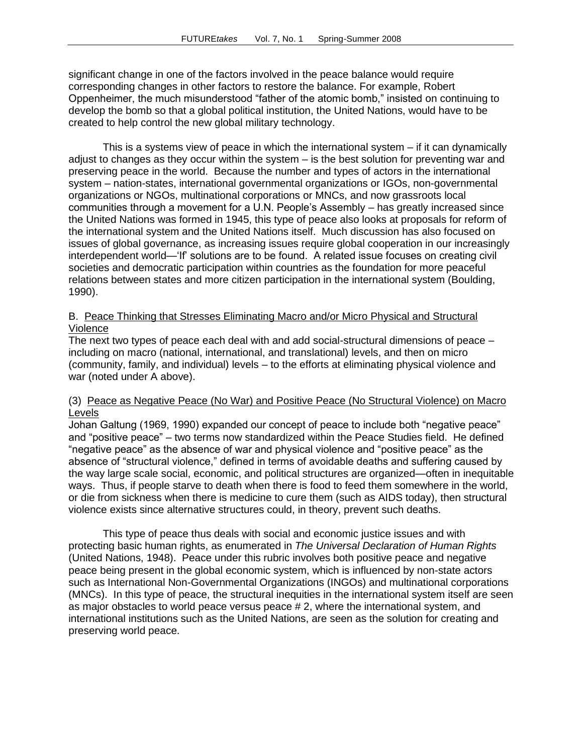significant change in one of the factors involved in the peace balance would require corresponding changes in other factors to restore the balance. For example, Robert Oppenheimer, the much misunderstood "father of the atomic bomb," insisted on continuing to develop the bomb so that a global political institution, the United Nations, would have to be created to help control the new global military technology.

This is a systems view of peace in which the international system – if it can dynamically adjust to changes as they occur within the system – is the best solution for preventing war and preserving peace in the world. Because the number and types of actors in the international system – nation-states, international governmental organizations or IGOs, non-governmental organizations or NGOs, multinational corporations or MNCs, and now grassroots local communities through a movement for a U.N. People's Assembly – has greatly increased since the United Nations was formed in 1945, this type of peace also looks at proposals for reform of the international system and the United Nations itself. Much discussion has also focused on issues of global governance, as increasing issues require global cooperation in our increasingly interdependent world—'If' solutions are to be found. A related issue focuses on creating civil societies and democratic participation within countries as the foundation for more peaceful relations between states and more citizen participation in the international system (Boulding, 1990).

## B. Peace Thinking that Stresses Eliminating Macro and/or Micro Physical and Structural Violence

The next two types of peace each deal with and add social-structural dimensions of peace – including on macro (national, international, and translational) levels, and then on micro (community, family, and individual) levels – to the efforts at eliminating physical violence and war (noted under A above).

### (3) Peace as Negative Peace (No War) and Positive Peace (No Structural Violence) on Macro Levels

Johan Galtung (1969, 1990) expanded our concept of peace to include both "negative peace" and "positive peace" – two terms now standardized within the Peace Studies field. He defined "negative peace" as the absence of war and physical violence and "positive peace" as the absence of "structural violence," defined in terms of avoidable deaths and suffering caused by the way large scale social, economic, and political structures are organized—often in inequitable ways. Thus, if people starve to death when there is food to feed them somewhere in the world, or die from sickness when there is medicine to cure them (such as AIDS today), then structural violence exists since alternative structures could, in theory, prevent such deaths.

This type of peace thus deals with social and economic justice issues and with protecting basic human rights, as enumerated in *The Universal Declaration of Human Rights* (United Nations, 1948). Peace under this rubric involves both positive peace and negative peace being present in the global economic system, which is influenced by non-state actors such as International Non-Governmental Organizations (INGOs) and multinational corporations (MNCs). In this type of peace, the structural inequities in the international system itself are seen as major obstacles to world peace versus peace # 2, where the international system, and international institutions such as the United Nations, are seen as the solution for creating and preserving world peace.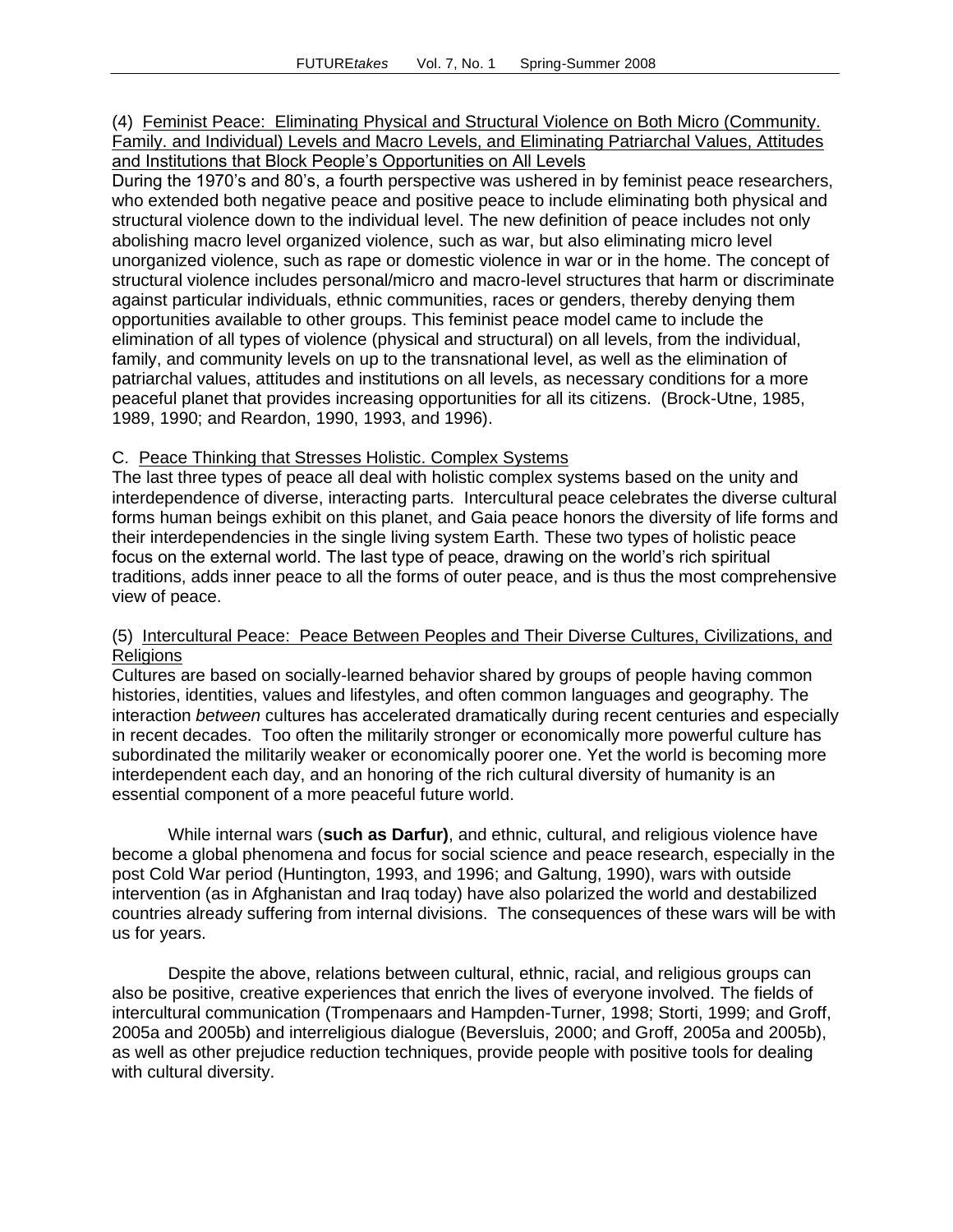(4) <u>Feminist Peace: Eliminating Physical and Structural Violence on Both Micro (Community. Family. and Individual) Levels and Macro Levels, and Eliminating Patriarchal Values, Attitudes and Institutions that Block People's Opportunities on All Levels</u>

During the 1970's and 80's, a fourth perspective was ushered in by feminist peace researchers, who extended both negative peace and positive peace to include eliminating both physical and structural violence down to the individual level. The new definition of peace includes not only abolishing macro level organized violence, such as war, but also eliminating micro level unorganized violence, such as rape or domestic violence in war or in the home. The concept of structural violence includes personal/micro and macro-level structures that harm or discriminate against particular individuals, ethnic communities, races or genders, thereby denying them opportunities available to other groups. This feminist peace model came to include the elimination of all types of violence (physical and structural) on all levels, from the individual, family, and community levels on up to the transnational level, as well as the elimination of patriarchal values, attitudes and institutions on all levels, as necessary conditions for a more peaceful planet that provides increasing opportunities for all its citizens. (Brock-Utne, 1985, 1989, 1990; and Reardon, 1990, 1993, and 1996).

C. <u>Peace Thinking that Stresses Holistic. Complex Systems</u>

The last three types of peace all deal with holistic complex systems based on the unity and interdependence of diverse, interacting parts. Intercultural peace celebrates the diverse cultural forms human beings exhibit on this planet, and Gaia peace honors the diversity of life forms and their interdependencies in the single living system Earth. These two types of holistic peace focus on the external world. The last type of peace, drawing on the world's rich spiritual traditions, adds inner peace to all the forms of outer peace, and is thus the most comprehensive view of peace.

(5) <u>Intercultural Peace: Peace Between Peoples and Their Diverse Cultures, Civilizations, and Religions</u>

Cultures are based on socially-learned behavior shared by groups of people having common histories, identities, values and lifestyles, and often common languages and geography. The interaction *between* cultures has accelerated dramatically during recent centuries and especially in recent decades. Too often the militarily stronger or economically more powerful culture has subordinated the militarily weaker or economically poorer one. Yet the world is becoming more interdependent each day, and an honoring of the rich cultural diversity of humanity is an essential component of a more peaceful future world.

While internal wars (**such as Darfur)**, and ethnic, cultural, and religious violence have become a global phenomena and focus for social science and peace research, especially in the post Cold War period (Huntington, 1993, and 1996; and Galtung, 1990), wars with outside intervention (as in Afghanistan and Iraq today) have also polarized the world and destabilized countries already suffering from internal divisions. The consequences of these wars will be with us for years.

Despite the above, relations between cultural, ethnic, racial, and religious groups can also be positive, creative experiences that enrich the lives of everyone involved. The fields of intercultural communication (Trompenaars and Hampden-Turner, 1998; Storti, 1999; and Groff, 2005a and 2005b) and interreligious dialogue (Beversluis, 2000; and Groff, 2005a and 2005b), as well as other prejudice reduction techniques, provide people with positive tools for dealing with cultural diversity.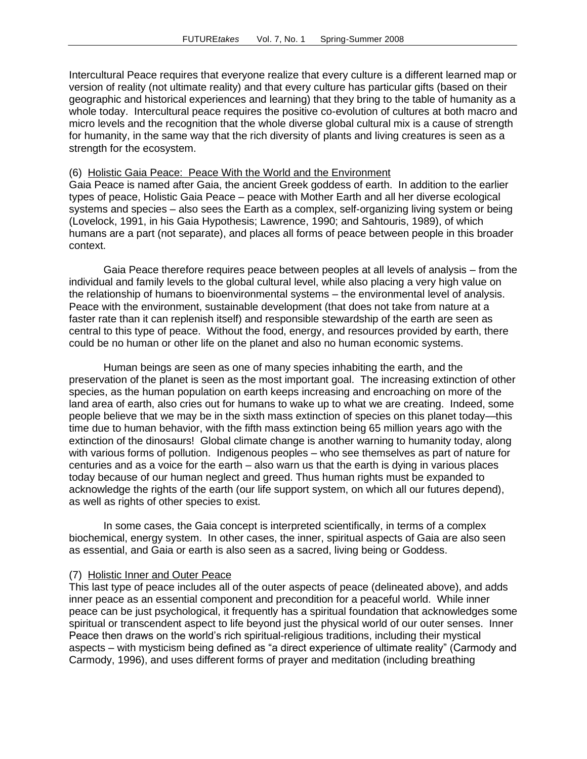Intercultural Peace requires that everyone realize that every culture is a different learned map or version of reality (not ultimate reality) and that every culture has particular gifts (based on their geographic and historical experiences and learning) that they bring to the table of humanity as a whole today. Intercultural peace requires the positive co-evolution of cultures at both macro and micro levels and the recognition that the whole diverse global cultural mix is a cause of strength for humanity, in the same way that the rich diversity of plants and living creatures is seen as a strength for the ecosystem.

(6) Holistic Gaia Peace: Peace With the World and the Environment
Gaia Peace is named after Gaia, the ancient Greek goddess of earth. In addition to the earlier types of peace, Holistic Gaia Peace – peace with Mother Earth and all her diverse ecological systems and species – also sees the Earth as a complex, self-organizing living system or being (Lovelock, 1991, in his Gaia Hypothesis; Lawrence, 1990; and Sahtouris, 1989), of which humans are a part (not separate), and places all forms of peace between people in this broader context.

Gaia Peace therefore requires peace between peoples at all levels of analysis – from the individual and family levels to the global cultural level, while also placing a very high value on the relationship of humans to bioenvironmental systems – the environmental level of analysis. Peace with the environment, sustainable development (that does not take from nature at a faster rate than it can replenish itself) and responsible stewardship of the earth are seen as central to this type of peace. Without the food, energy, and resources provided by earth, there could be no human or other life on the planet and also no human economic systems.

Human beings are seen as one of many species inhabiting the earth, and the preservation of the planet is seen as the most important goal. The increasing extinction of other species, as the human population on earth keeps increasing and encroaching on more of the land area of earth, also cries out for humans to wake up to what we are creating. Indeed, some people believe that we may be in the sixth mass extinction of species on this planet today—this time due to human behavior, with the fifth mass extinction being 65 million years ago with the extinction of the dinosaurs! Global climate change is another warning to humanity today, along with various forms of pollution. Indigenous peoples – who see themselves as part of nature for centuries and as a voice for the earth – also warn us that the earth is dying in various places today because of our human neglect and greed. Thus human rights must be expanded to acknowledge the rights of the earth (our life support system, on which all our futures depend), as well as rights of other species to exist.

In some cases, the Gaia concept is interpreted scientifically, in terms of a complex biochemical, energy system. In other cases, the inner, spiritual aspects of Gaia are also seen as essential, and Gaia or earth is also seen as a sacred, living being or Goddess.

(7) Holistic Inner and Outer Peace
This last type of peace includes all of the outer aspects of peace (delineated above), and adds inner peace as an essential component and precondition for a peaceful world. While inner peace can be just psychological, it frequently has a spiritual foundation that acknowledges some spiritual or transcendent aspect to life beyond just the physical world of our outer senses. Inner Peace then draws on the world's rich spiritual-religious traditions, including their mystical aspects – with mysticism being defined as "a direct experience of ultimate reality" (Carmody and Carmody, 1996), and uses different forms of prayer and meditation (including breathing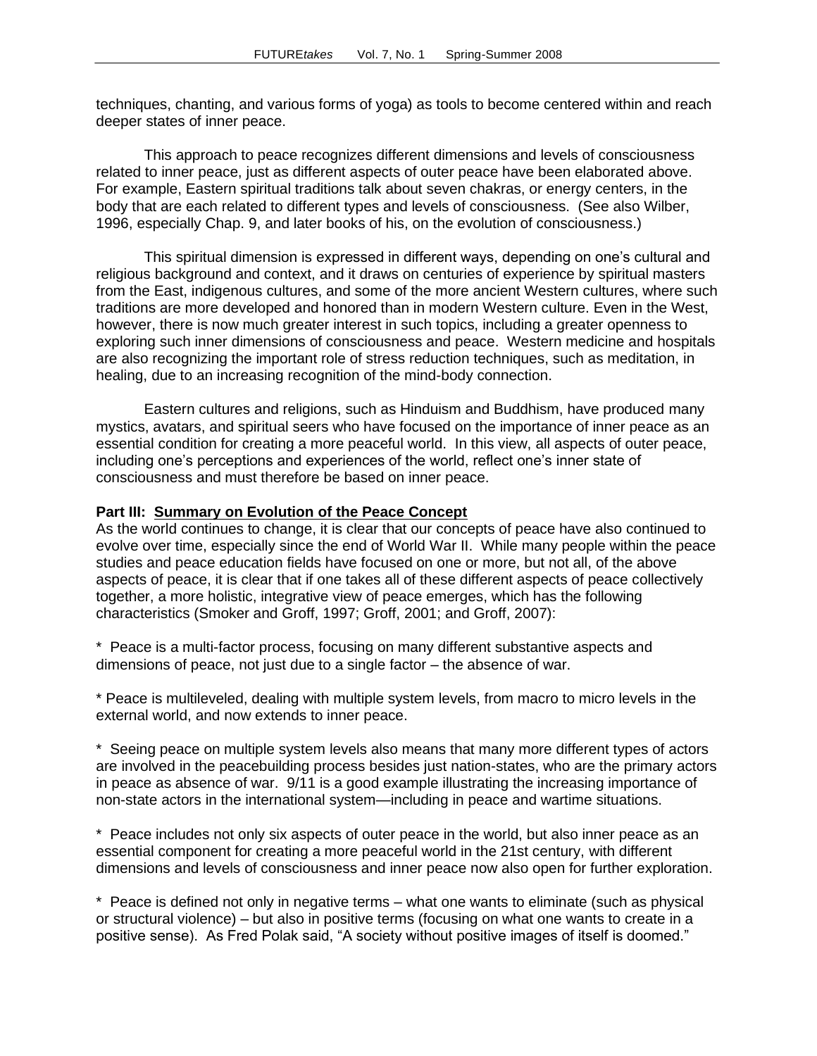techniques, chanting, and various forms of yoga) as tools to become centered within and reach deeper states of inner peace.

This approach to peace recognizes different dimensions and levels of consciousness related to inner peace, just as different aspects of outer peace have been elaborated above. For example, Eastern spiritual traditions talk about seven chakras, or energy centers, in the body that are each related to different types and levels of consciousness. (See also Wilber, 1996, especially Chap. 9, and later books of his, on the evolution of consciousness.)

This spiritual dimension is expressed in different ways, depending on one's cultural and religious background and context, and it draws on centuries of experience by spiritual masters from the East, indigenous cultures, and some of the more ancient Western cultures, where such traditions are more developed and honored than in modern Western culture. Even in the West, however, there is now much greater interest in such topics, including a greater openness to exploring such inner dimensions of consciousness and peace. Western medicine and hospitals are also recognizing the important role of stress reduction techniques, such as meditation, in healing, due to an increasing recognition of the mind-body connection.

Eastern cultures and religions, such as Hinduism and Buddhism, have produced many mystics, avatars, and spiritual seers who have focused on the importance of inner peace as an essential condition for creating a more peaceful world. In this view, all aspects of outer peace, including one's perceptions and experiences of the world, reflect one's inner state of consciousness and must therefore be based on inner peace.

**Part III: <u>Summary on Evolution of the Peace Concept</u>**

As the world continues to change, it is clear that our concepts of peace have also continued to evolve over time, especially since the end of World War II. While many people within the peace studies and peace education fields have focused on one or more, but not all, of the above aspects of peace, it is clear that if one takes all of these different aspects of peace collectively together, a more holistic, integrative view of peace emerges, which has the following characteristics (Smoker and Groff, 1997; Groff, 2001; and Groff, 2007):

\* Peace is a multi-factor process, focusing on many different substantive aspects and dimensions of peace, not just due to a single factor – the absence of war.

\* Peace is multileveled, dealing with multiple system levels, from macro to micro levels in the external world, and now extends to inner peace.

\* Seeing peace on multiple system levels also means that many more different types of actors are involved in the peacebuilding process besides just nation-states, who are the primary actors in peace as absence of war. 9/11 is a good example illustrating the increasing importance of non-state actors in the international system—including in peace and wartime situations.

\* Peace includes not only six aspects of outer peace in the world, but also inner peace as an essential component for creating a more peaceful world in the 21st century, with different dimensions and levels of consciousness and inner peace now also open for further exploration.

\* Peace is defined not only in negative terms – what one wants to eliminate (such as physical or structural violence) – but also in positive terms (focusing on what one wants to create in a positive sense). As Fred Polak said, "A society without positive images of itself is doomed."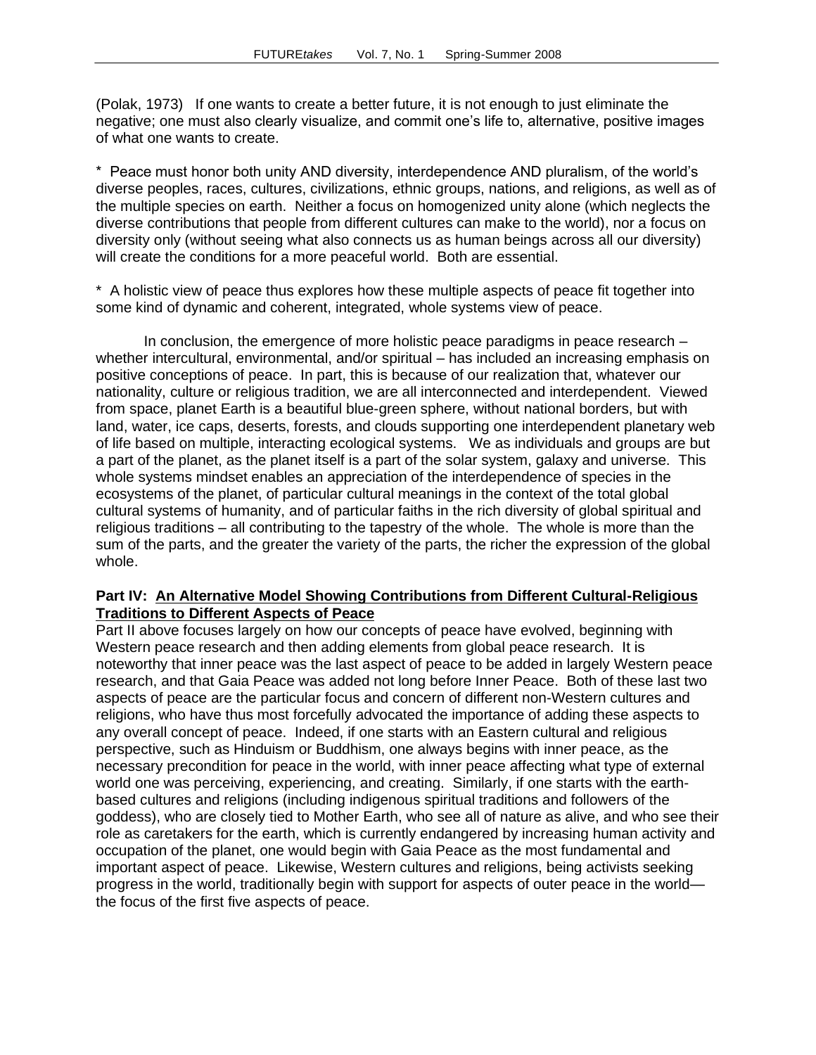(Polak, 1973) If one wants to create a better future, it is not enough to just eliminate the negative; one must also clearly visualize, and commit one's life to, alternative, positive images of what one wants to create.

* Peace must honor both unity AND diversity, interdependence AND pluralism, of the world's diverse peoples, races, cultures, civilizations, ethnic groups, nations, and religions, as well as of the multiple species on earth. Neither a focus on homogenized unity alone (which neglects the diverse contributions that people from different cultures can make to the world), nor a focus on diversity only (without seeing what also connects us as human beings across all our diversity) will create the conditions for a more peaceful world. Both are essential.

* A holistic view of peace thus explores how these multiple aspects of peace fit together into some kind of dynamic and coherent, integrated, whole systems view of peace.

In conclusion, the emergence of more holistic peace paradigms in peace research – whether intercultural, environmental, and/or spiritual – has included an increasing emphasis on positive conceptions of peace. In part, this is because of our realization that, whatever our nationality, culture or religious tradition, we are all interconnected and interdependent. Viewed from space, planet Earth is a beautiful blue-green sphere, without national borders, but with land, water, ice caps, deserts, forests, and clouds supporting one interdependent planetary web of life based on multiple, interacting ecological systems. We as individuals and groups are but a part of the planet, as the planet itself is a part of the solar system, galaxy and universe. This whole systems mindset enables an appreciation of the interdependence of species in the ecosystems of the planet, of particular cultural meanings in the context of the total global cultural systems of humanity, and of particular faiths in the rich diversity of global spiritual and religious traditions – all contributing to the tapestry of the whole. The whole is more than the sum of the parts, and the greater the variety of the parts, the richer the expression of the global whole.

## Part IV: An Alternative Model Showing Contributions from Different Cultural-Religious Traditions to Different Aspects of Peace

Part II above focuses largely on how our concepts of peace have evolved, beginning with Western peace research and then adding elements from global peace research. It is noteworthy that inner peace was the last aspect of peace to be added in largely Western peace research, and that Gaia Peace was added not long before Inner Peace. Both of these last two aspects of peace are the particular focus and concern of different non-Western cultures and religions, who have thus most forcefully advocated the importance of adding these aspects to any overall concept of peace. Indeed, if one starts with an Eastern cultural and religious perspective, such as Hinduism or Buddhism, one always begins with inner peace, as the necessary precondition for peace in the world, with inner peace affecting what type of external world one was perceiving, experiencing, and creating. Similarly, if one starts with the earth-based cultures and religions (including indigenous spiritual traditions and followers of the goddess), who are closely tied to Mother Earth, who see all of nature as alive, and who see their role as caretakers for the earth, which is currently endangered by increasing human activity and occupation of the planet, one would begin with Gaia Peace as the most fundamental and important aspect of peace. Likewise, Western cultures and religions, being activists seeking progress in the world, traditionally begin with support for aspects of outer peace in the world—the focus of the first five aspects of peace.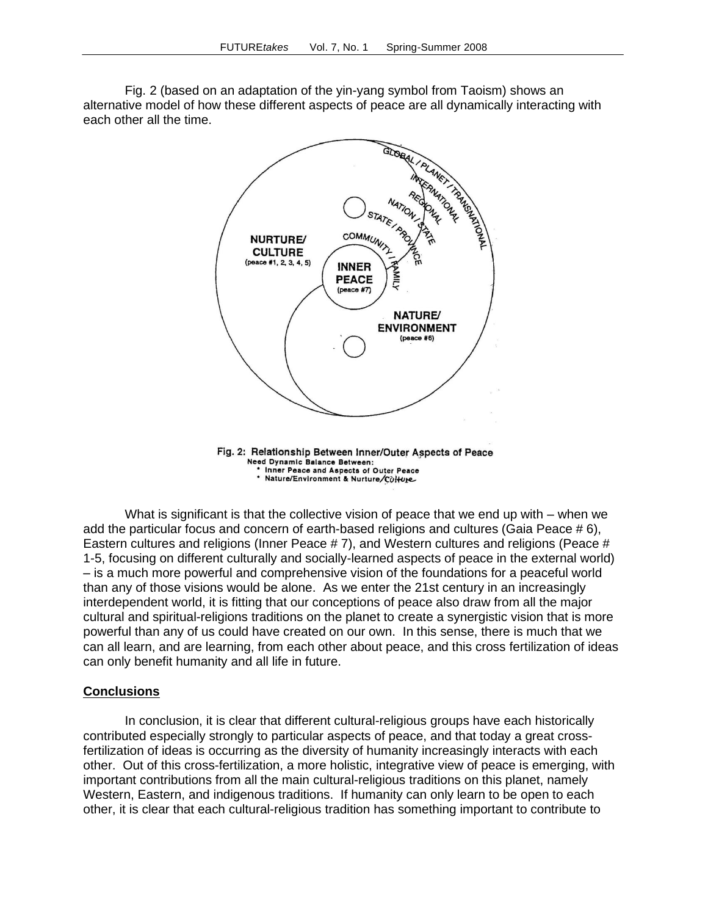Fig. 2 (based on an adaptation of the yin-yang symbol from Taoism) shows an alternative model of how these different aspects of peace are all dynamically interacting with each other all the time.

Fig. 2: Relationship Between Inner/Outer Aspects of Peace
Need Dynamic Balance Between:
* Inner Peace and Aspects of Outer Peace
* Nature/Environment & Nurture/Culture

What is significant is that the collective vision of peace that we end up with – when we add the particular focus and concern of earth-based religions and cultures (Gaia Peace # 6), Eastern cultures and religions (Inner Peace # 7), and Western cultures and religions (Peace # 1-5, focusing on different culturally and socially-learned aspects of peace in the external world) – is a much more powerful and comprehensive vision of the foundations for a peaceful world than any of those visions would be alone. As we enter the 21st century in an increasingly interdependent world, it is fitting that our conceptions of peace also draw from all the major cultural and spiritual-religions traditions on the planet to create a synergistic vision that is more powerful than any of us could have created on our own. In this sense, there is much that we can all learn, and are learning, from each other about peace, and this cross fertilization of ideas can only benefit humanity and all life in future.

## Conclusions

In conclusion, it is clear that different cultural-religious groups have each historically contributed especially strongly to particular aspects of peace, and that today a great cross-fertilization of ideas is occurring as the diversity of humanity increasingly interacts with each other. Out of this cross-fertilization, a more holistic, integrative view of peace is emerging, with important contributions from all the main cultural-religious traditions on this planet, namely Western, Eastern, and indigenous traditions. If humanity can only learn to be open to each other, it is clear that each cultural-religious tradition has something important to contribute to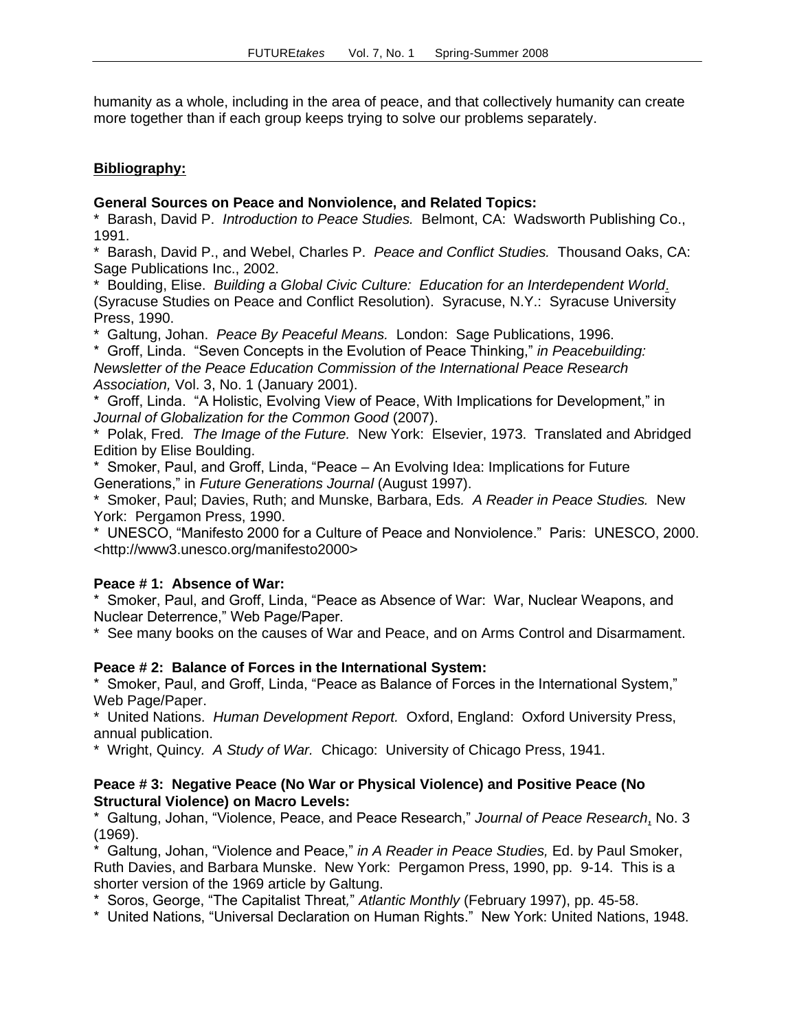humanity as a whole, including in the area of peace, and that collectively humanity can create more together than if each group keeps trying to solve our problems separately.

**Bibliography:**

**General Sources on Peace and Nonviolence, and Related Topics:**

* Barash, David P. *Introduction to Peace Studies.* Belmont, CA: Wadsworth Publishing Co., 1991.
* Barash, David P., and Webel, Charles P. *Peace and Conflict Studies.* Thousand Oaks, CA: Sage Publications Inc., 2002.
* Boulding, Elise. *Building a Global Civic Culture: Education for an Interdependent World.* (Syracuse Studies on Peace and Conflict Resolution). Syracuse, N.Y.: Syracuse University Press, 1990.
* Galtung, Johan. *Peace By Peaceful Means.* London: Sage Publications, 1996.
* Groff, Linda. "Seven Concepts in the Evolution of Peace Thinking," *in Peacebuilding: Newsletter of the Peace Education Commission of the International Peace Research Association,* Vol. 3, No. 1 (January 2001).
* Groff, Linda. "A Holistic, Evolving View of Peace, With Implications for Development," in *Journal of Globalization for the Common Good* (2007).
* Polak, Fred. *The Image of the Future.* New York: Elsevier, 1973. Translated and Abridged Edition by Elise Boulding.
* Smoker, Paul, and Groff, Linda, "Peace – An Evolving Idea: Implications for Future Generations," in *Future Generations Journal* (August 1997).
* Smoker, Paul; Davies, Ruth; and Munske, Barbara, Eds. *A Reader in Peace Studies.* New York: Pergamon Press, 1990.
* UNESCO, "Manifesto 2000 for a Culture of Peace and Nonviolence." Paris: UNESCO, 2000. <http://www3.unesco.org/manifesto2000>

**Peace # 1: Absence of War:**

* Smoker, Paul, and Groff, Linda, "Peace as Absence of War: War, Nuclear Weapons, and Nuclear Deterrence," Web Page/Paper.
* See many books on the causes of War and Peace, and on Arms Control and Disarmament.

**Peace # 2: Balance of Forces in the International System:**

* Smoker, Paul, and Groff, Linda, "Peace as Balance of Forces in the International System," Web Page/Paper.
* United Nations. *Human Development Report.* Oxford, England: Oxford University Press, annual publication.
* Wright, Quincy. *A Study of War.* Chicago: University of Chicago Press, 1941.

**Peace # 3: Negative Peace (No War or Physical Violence) and Positive Peace (No Structural Violence) on Macro Levels:**

* Galtung, Johan, "Violence, Peace, and Peace Research," *Journal of Peace Research*, No. 3 (1969).
* Galtung, Johan, "Violence and Peace," *in A Reader in Peace Studies,* Ed. by Paul Smoker, Ruth Davies, and Barbara Munske. New York: Pergamon Press, 1990, pp. 9-14. This is a shorter version of the 1969 article by Galtung.
* Soros, George, "The Capitalist Threat," *Atlantic Monthly* (February 1997), pp. 45-58.
* United Nations, "Universal Declaration on Human Rights." New York: United Nations, 1948.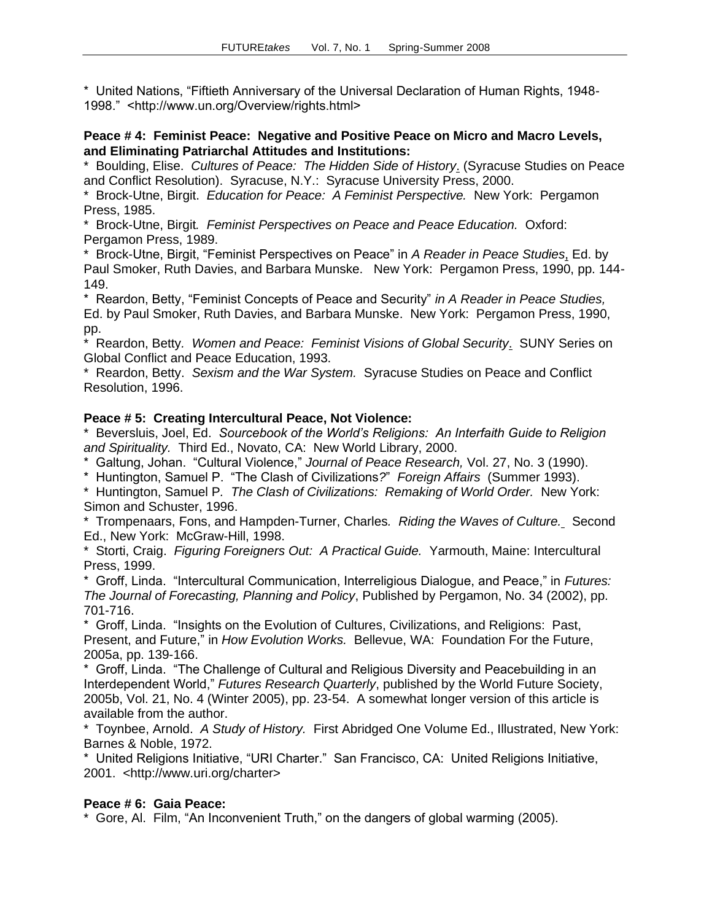* United Nations, “Fiftieth Anniversary of the Universal Declaration of Human Rights, 1948-1998.” <http://www.un.org/Overview/rights.html>

**Peace # 4: Feminist Peace: Negative and Positive Peace on Micro and Macro Levels, and Eliminating Patriarchal Attitudes and Institutions:**

* Boulding, Elise. *Cultures of Peace: The Hidden Side of History*. (Syracuse Studies on Peace and Conflict Resolution). Syracuse, N.Y.: Syracuse University Press, 2000.
* Brock-Utne, Birgit. *Education for Peace: A Feminist Perspective.* New York: Pergamon Press, 1985.
* Brock-Utne, Birgit*. Feminist Perspectives on Peace and Peace Education.* Oxford: Pergamon Press, 1989.
* Brock-Utne, Birgit, “Feminist Perspectives on Peace” in *A Reader in Peace Studies*, Ed. by Paul Smoker, Ruth Davies, and Barbara Munske. New York: Pergamon Press, 1990, pp. 144-149.
* Reardon, Betty, “Feminist Concepts of Peace and Security” *in A Reader in Peace Studies,* Ed. by Paul Smoker, Ruth Davies, and Barbara Munske. New York: Pergamon Press, 1990, pp.
* Reardon, Betty*. Women and Peace: Feminist Visions of Global Security*. SUNY Series on Global Conflict and Peace Education, 1993.
* Reardon, Betty. *Sexism and the War System.* Syracuse Studies on Peace and Conflict Resolution, 1996.

**Peace # 5: Creating Intercultural Peace, Not Violence:**

* Beversluis, Joel, Ed. *Sourcebook of the World's Religions: An Interfaith Guide to Religion and Spirituality.* Third Ed., Novato, CA: New World Library, 2000.
* Galtung, Johan. “Cultural Violence,” *Journal of Peace Research,* Vol. 27, No. 3 (1990).
* Huntington, Samuel P. “The Clash of Civilizations*?*” *Foreign Affairs* (Summer 1993).
* Huntington, Samuel P*. The Clash of Civilizations: Remaking of World Order.* New York: Simon and Schuster, 1996.
* Trompenaars, Fons, and Hampden-Turner, Charles*. Riding the Waves of Culture.* Second Ed., New York: McGraw-Hill, 1998.
* Storti, Craig. *Figuring Foreigners Out: A Practical Guide.* Yarmouth, Maine: Intercultural Press, 1999.
* Groff, Linda. “Intercultural Communication, Interreligious Dialogue, and Peace,” in *Futures: The Journal of Forecasting, Planning and Policy*, Published by Pergamon, No. 34 (2002), pp. 701-716.
* Groff, Linda. “Insights on the Evolution of Cultures, Civilizations, and Religions: Past, Present, and Future,” in *How Evolution Works.* Bellevue, WA: Foundation For the Future, 2005a, pp. 139-166.
* Groff, Linda. “The Challenge of Cultural and Religious Diversity and Peacebuilding in an Interdependent World,” *Futures Research Quarterly*, published by the World Future Society, 2005b, Vol. 21, No. 4 (Winter 2005), pp. 23-54. A somewhat longer version of this article is available from the author.
* Toynbee, Arnold. *A Study of History.* First Abridged One Volume Ed., Illustrated, New York: Barnes & Noble, 1972.
* United Religions Initiative, “URI Charter.” San Francisco, CA: United Religions Initiative, 2001. <http://www.uri.org/charter>

**Peace # 6: Gaia Peace:**

* Gore, Al. Film, “An Inconvenient Truth,” on the dangers of global warming (2005).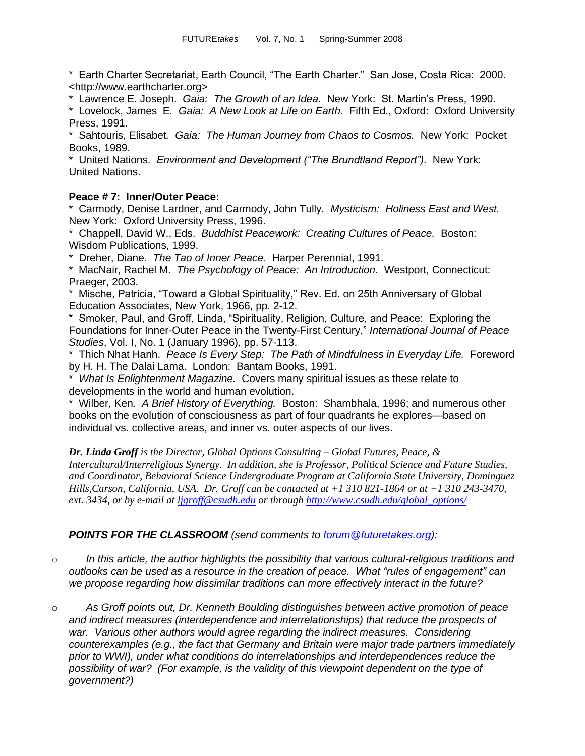* Earth Charter Secretariat, Earth Council, "The Earth Charter." San Jose, Costa Rica: 2000. <http://www.earthcharter.org>

* Lawrence E. Joseph. *Gaia: The Growth of an Idea.* New York: St. Martin's Press, 1990.

* Lovelock, James E. *Gaia: A New Look at Life on Earth.* Fifth Ed., Oxford: Oxford University Press, 1991.

* Sahtouris, Elisabet. *Gaia: The Human Journey from Chaos to Cosmos.* New York: Pocket Books, 1989.

* United Nations. *Environment and Development ("The Brundtland Report").* New York: United Nations.

**Peace # 7: Inner/Outer Peace:**

* Carmody, Denise Lardner, and Carmody, John Tully. *Mysticism: Holiness East and West.* New York: Oxford University Press, 1996.

* Chappell, David W., Eds. *Buddhist Peacework: Creating Cultures of Peace.* Boston: Wisdom Publications, 1999.

* Dreher, Diane. *The Tao of Inner Peace.* Harper Perennial, 1991.

* MacNair, Rachel M. *The Psychology of Peace: An Introduction.* Westport, Connecticut: Praeger, 2003.

* Mische, Patricia, "Toward a Global Spirituality," Rev. Ed. on 25th Anniversary of Global Education Associates, New York, 1966, pp. 2-12.

* Smoker, Paul, and Groff, Linda, "Spirituality, Religion, Culture, and Peace: Exploring the Foundations for Inner-Outer Peace in the Twenty-First Century," *International Journal of Peace Studies*, Vol. I, No. 1 (January 1996), pp. 57-113.

* Thich Nhat Hanh. *Peace Is Every Step: The Path of Mindfulness in Everyday Life.* Foreword by H. H. The Dalai Lama. London: Bantam Books, 1991.

* *What Is Enlightenment Magazine.* Covers many spiritual issues as these relate to developments in the world and human evolution.

* Wilber, Ken. *A Brief History of Everything.* Boston: Shambhala, 1996; and numerous other books on the evolution of consciousness as part of four quadrants he explores—based on individual vs. collective areas, and inner vs. outer aspects of our lives**.**

***Dr. Linda Groff*** *is the Director, Global Options Consulting – Global Futures, Peace, & Intercultural/Interreligious Synergy. In addition, she is Professor, Political Science and Future Studies, and Coordinator, Behavioral Science Undergraduate Program at California State University, Dominguez Hills,Carson, California, USA. Dr. Groff can be contacted at +1 310 821-1864 or at +1 310 243-3470, ext. 3434, or by e-mail at ljgroff@csudh.edu or through http://www.csudh.edu/global_options/*

***POINTS FOR THE CLASSROOM*** *(send comments to forum@futuretakes.org):*

- *In this article, the author highlights the possibility that various cultural-religious traditions and outlooks can be used as a resource in the creation of peace. What "rules of engagement" can we propose regarding how dissimilar traditions can more effectively interact in the future?*

- *As Groff points out, Dr. Kenneth Boulding distinguishes between active promotion of peace and indirect measures (interdependence and interrelationships) that reduce the prospects of war. Various other authors would agree regarding the indirect measures. Considering counterexamples (e.g., the fact that Germany and Britain were major trade partners immediately prior to WWI), under what conditions do interrelationships and interdependences reduce the possibility of war? (For example, is the validity of this viewpoint dependent on the type of government?)*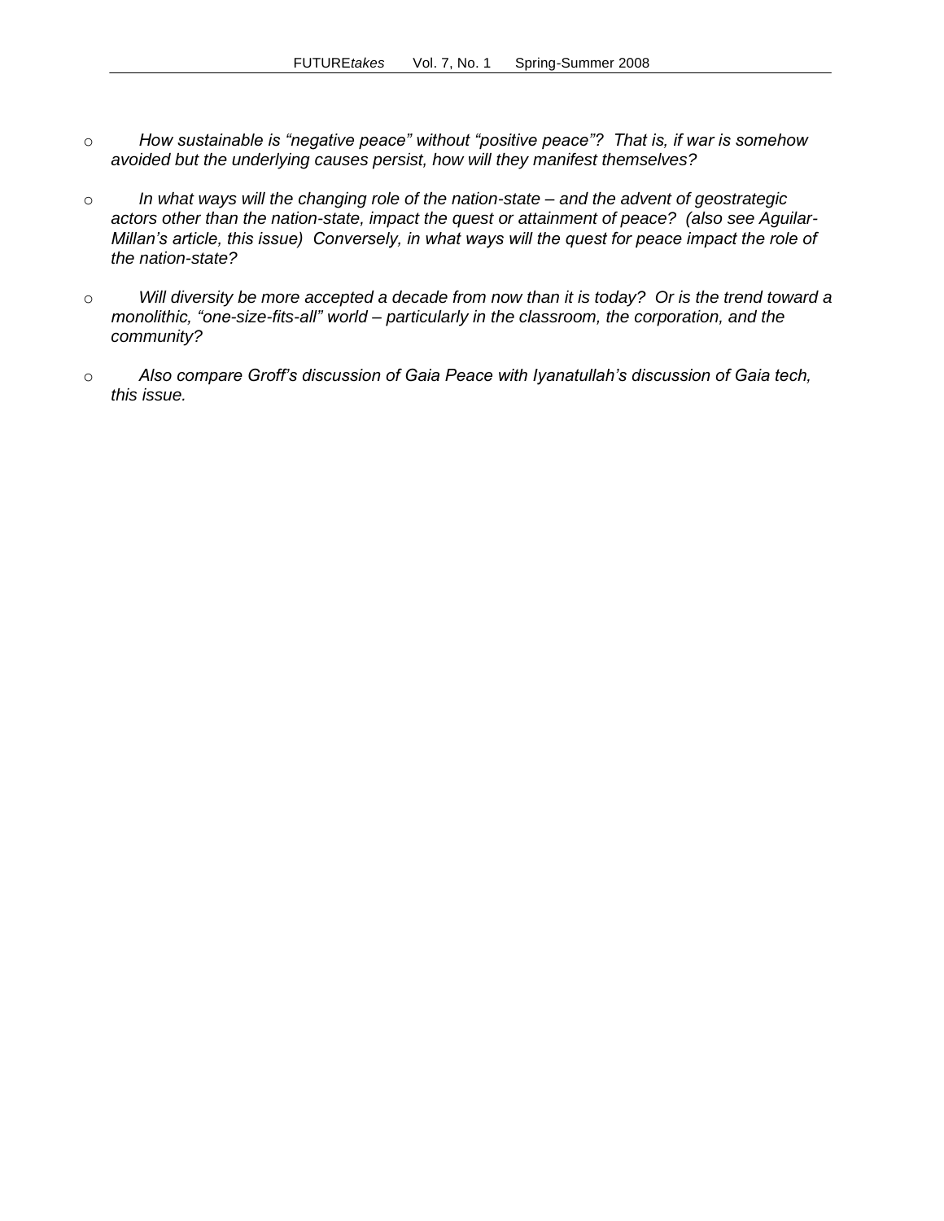- *How sustainable is "negative peace" without "positive peace"? That is, if war is somehow avoided but the underlying causes persist, how will they manifest themselves?*

- *In what ways will the changing role of the nation-state – and the advent of geostrategic actors other than the nation-state, impact the quest or attainment of peace? (also see Aguilar-Millan's article, this issue) Conversely, in what ways will the quest for peace impact the role of the nation-state?*

- *Will diversity be more accepted a decade from now than it is today? Or is the trend toward a monolithic, "one-size-fits-all" world – particularly in the classroom, the corporation, and the community?*

- *Also compare Groff's discussion of Gaia Peace with Iyanatullah's discussion of Gaia tech, this issue.*